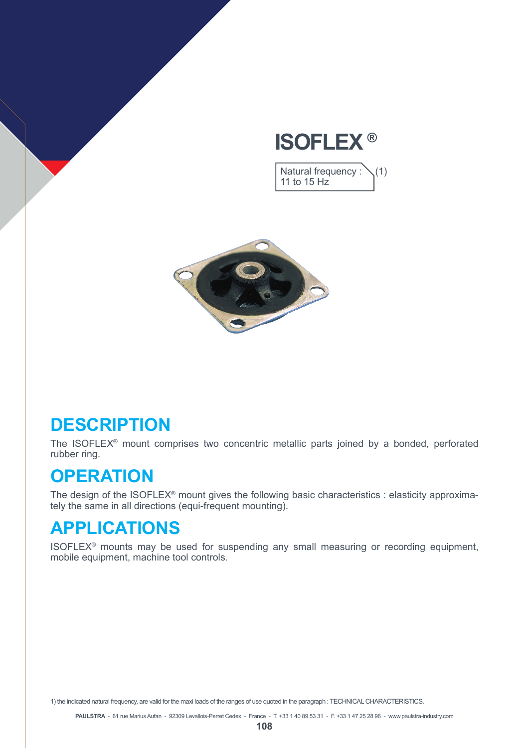# ISOFLEX ®

Natural frequency : 11 to 15 Hz (1)

## DESCRIPTION

The ISOFLEX® mount comprises two concentric metallic parts joined by a bonded, perforated rubber ring.

## OPERATION

The design of the ISOFLEX® mount gives the following basic characteristics : elasticity approximately the same in all directions (equi-frequent mounting).

## APPLICATIONS

ISOFLEX® mounts may be used for suspending any small measuring or recording equipment, mobile equipment, machine tool controls.

1) the indicated natural frequency, are valid for the maxi loads of the ranges of use quoted in the paragraph : TECHNICAL CHARACTERISTICS.

**PAULSTRA** - 61 rue Marius Aufan - 92309 Levallois-Perret Cedex - France - T. +33 1 40 89 53 31 - F. +33 1 47 25 28 96 - www.paulstra-industry.com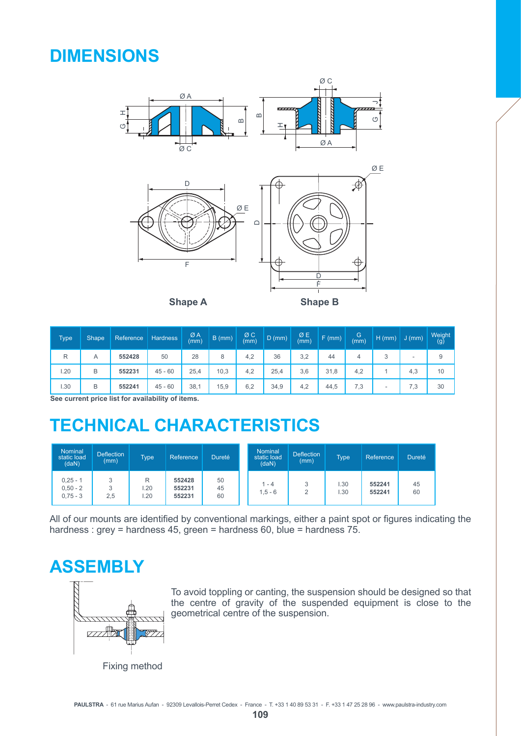# DIMENSIONS

Shape A

Shape B

| Type | Shape | Reference | Hardness | Ø A (mm) | B (mm) | Ø C (mm) | D (mm) | Ø E (mm) | F (mm) | G (mm) | H (mm) | J (mm) | Weight (g) |
|---|---|---|---|---|---|---|---|---|---|---|---|---|---|
| R | A | **552428** | 50 | 28 | 8 | 4,2 | 36 | 3,2 | 44 | 4 | 3 | - | 9 |
| I.20 | B | **552231** | 45 - 60 | 25,4 | 10,3 | 4,2 | 25,4 | 3,6 | 31,8 | 4,2 | 1 | 4,3 | 10 |
| I.30 | B | **552241** | 45 - 60 | 38,1 | 15,9 | 6,2 | 34,9 | 4,2 | 44,5 | 7,3 | - | 7,3 | 30 |

**See current price list for availability of items.**

# TECHNICAL CHARACTERISTICS

| Nominal static load (daN) | Deflection (mm) | Type | Reference | Dureté |
|---|---|---|---|---|
| 0,25 - 1 | 3 | R | **552428** | 50 |
| 0,50 - 2 | 3 | I.20 | **552231** | 45 |
| 0,75 - 3 | 2,5 | I.20 | **552231** | 60 |

| Nominal static load (daN) | Deflection (mm) | Type | Reference | Dureté |
|---|---|---|---|---|
| 1 - 4 | 3 | I.30 | **552241** | 45 |
| 1,5 - 6 | 2 | I.30 | **552241** | 60 |

All of our mounts are identified by conventional markings, either a paint spot or figures indicating the hardness : grey = hardness 45, green = hardness 60, blue = hardness 75.

# ASSEMBLY

Fixing method

To avoid toppling or canting, the suspension should be designed so that the centre of gravity of the suspended equipment is close to the geometrical centre of the suspension.

**PAULSTRA** - 61 rue Marius Aufan - 92309 Levallois-Perret Cedex - France - T. +33 1 40 89 53 31 - F. +33 1 47 25 28 96 - www.paulstra-industry.com